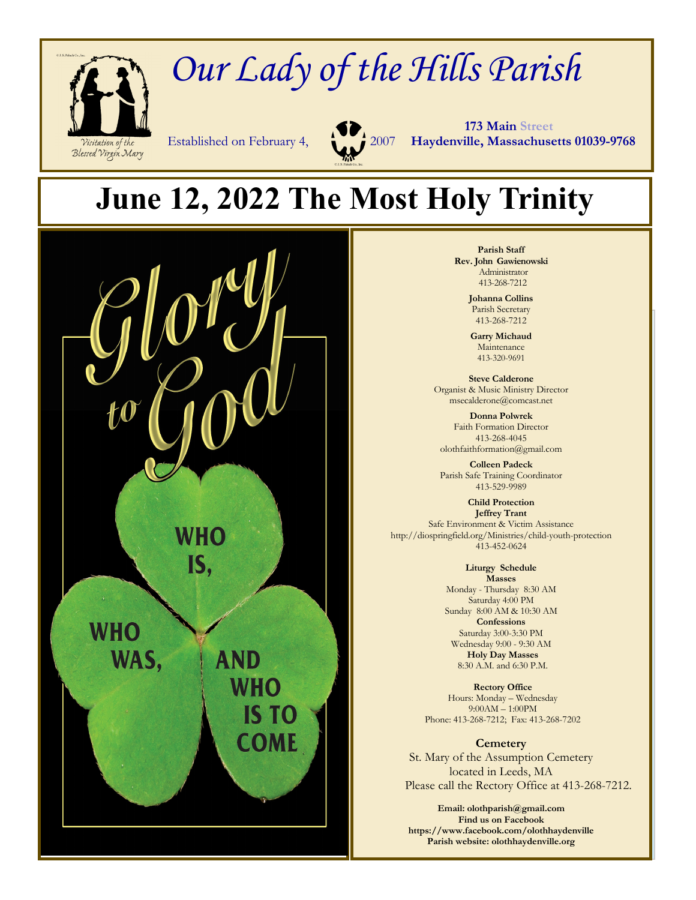# Our Lady of the Hills Parish

Visitation of the Blessed Virgin Mary

Established on February 4, 2007

**173 Main Street**
**Haydenville, Massachusetts 01039-9768**

## June 12, 2022 The Most Holy Trinity

Glory to God

WHO IS, WHO WAS, AND WHO IS TO COME

**Parish Staff**
**Rev. John Gawienowski**
Administrator
413-268-7212

**Johanna Collins**
Parish Secretary
413-268-7212

**Garry Michaud**
Maintenance
413-320-9691

**Steve Calderone**
Organist & Music Ministry Director
msecalderone@comcast.net

**Donna Polwrek**
Faith Formation Director
413-268-4045
olothfaithformation@gmail.com

**Colleen Padeck**
Parish Safe Training Coordinator
413-529-9989

**Child Protection**
**Jeffrey Trant**
Safe Environment & Victim Assistance
http://diospringfield.org/Ministries/child-youth-protection
413-452-0624

**Liturgy Schedule**
**Masses**
Monday - Thursday 8:30 AM
Saturday 4:00 PM
Sunday 8:00 AM & 10:30 AM
**Confessions**
Saturday 3:00-3:30 PM
Wednesday 9:00 - 9:30 AM
**Holy Day Masses**
8:30 A.M. and 6:30 P.M.

**Rectory Office**
Hours: Monday – Wednesday
9:00AM – 1:00PM
Phone: 413-268-7212; Fax: 413-268-7202

**Cemetery**
St. Mary of the Assumption Cemetery
located in Leeds, MA
Please call the Rectory Office at 413-268-7212.

**Email: olothparish@gmail.com**
**Find us on Facebook**
**https://www.facebook.com/olothhaydenville**
**Parish website: olothhaydenville.org**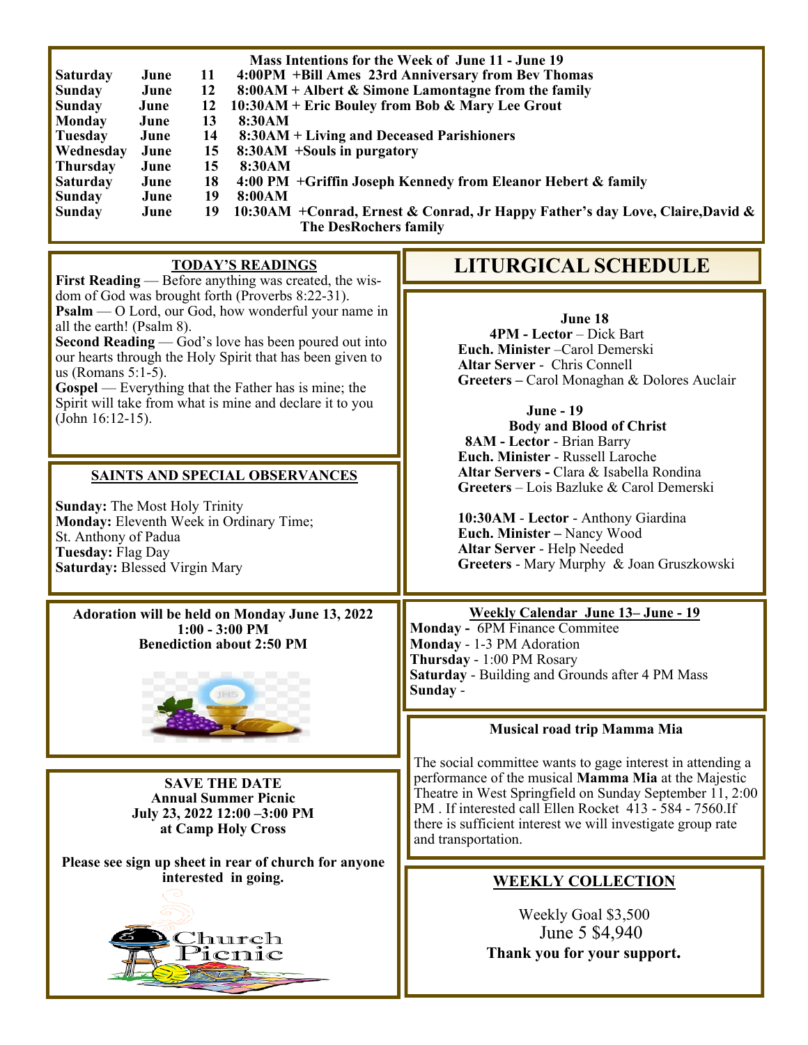## Mass Intentions for the Week of June 11 - June 19

| Day | Month | Date | Intention |
|---|---|---|---|
| Saturday | June | 11 | 4:00PM +Bill Ames 23rd Anniversary from Bev Thomas |
| Sunday | June | 12 | 8:00AM + Albert & Simone Lamontagne from the family |
| Sunday | June | 12 | 10:30AM + Eric Bouley from Bob & Mary Lee Grout |
| Monday | June | 13 | 8:30AM |
| Tuesday | June | 14 | 8:30AM + Living and Deceased Parishioners |
| Wednesday | June | 15 | 8:30AM +Souls in purgatory |
| Thursday | June | 15 | 8:30AM |
| Saturday | June | 18 | 4:00 PM +Griffin Joseph Kennedy from Eleanor Hebert & family |
| Sunday | June | 19 | 8:00AM |
| Sunday | June | 19 | 10:30AM +Conrad, Ernest & Conrad, Jr Happy Father's day Love, Claire,David & The DesRochers family |

## TODAY'S READINGS

**First Reading** — Before anything was created, the wisdom of God was brought forth (Proverbs 8:22-31).
**Psalm** — O Lord, our God, how wonderful your name in all the earth! (Psalm 8).
**Second Reading** — God's love has been poured out into our hearts through the Holy Spirit that has been given to us (Romans 5:1-5).
**Gospel** — Everything that the Father has is mine; the Spirit will take from what is mine and declare it to you (John 16:12-15).

## SAINTS AND SPECIAL OBSERVANCES

**Sunday:** The Most Holy Trinity
**Monday:** Eleventh Week in Ordinary Time; St. Anthony of Padua
**Tuesday:** Flag Day
**Saturday:** Blessed Virgin Mary

**Adoration will be held on Monday June 13, 2022**
**1:00 - 3:00 PM**
**Benediction about 2:50 PM**

**SAVE THE DATE**
**Annual Summer Picnic**
**July 23, 2022 12:00 –3:00 PM**
**at Camp Holy Cross**

**Please see sign up sheet in rear of church for anyone interested in going.**

## LITURGICAL SCHEDULE

**June 18**
**4PM - Lector** – Dick Bart
**Euch. Minister** –Carol Demerski
**Altar Server** - Chris Connell
**Greeters –** Carol Monaghan & Dolores Auclair

**June - 19**
**Body and Blood of Christ**
**8AM - Lector** - Brian Barry
**Euch. Minister** - Russell Laroche
**Altar Servers -** Clara & Isabella Rondina
**Greeters** – Lois Bazluke & Carol Demerski

**10:30AM** - **Lector** - Anthony Giardina
**Euch. Minister –** Nancy Wood
**Altar Server** - Help Needed
**Greeters** - Mary Murphy & Joan Gruszkowski

**Weekly Calendar June 13– June - 19**
**Monday -** 6PM Finance Commitee
**Monday** - 1-3 PM Adoration
**Thursday** - 1:00 PM Rosary
**Saturday** - Building and Grounds after 4 PM Mass
**Sunday** -

**Musical road trip Mamma Mia**

The social committee wants to gage interest in attending a performance of the musical **Mamma Mia** at the Majestic Theatre in West Springfield on Sunday September 11, 2:00 PM . If interested call Ellen Rocket 413 - 584 - 7560.If there is sufficient interest we will investigate group rate and transportation.

## WEEKLY COLLECTION

Weekly Goal $3,500
June 5 $4,940
**Thank you for your support.**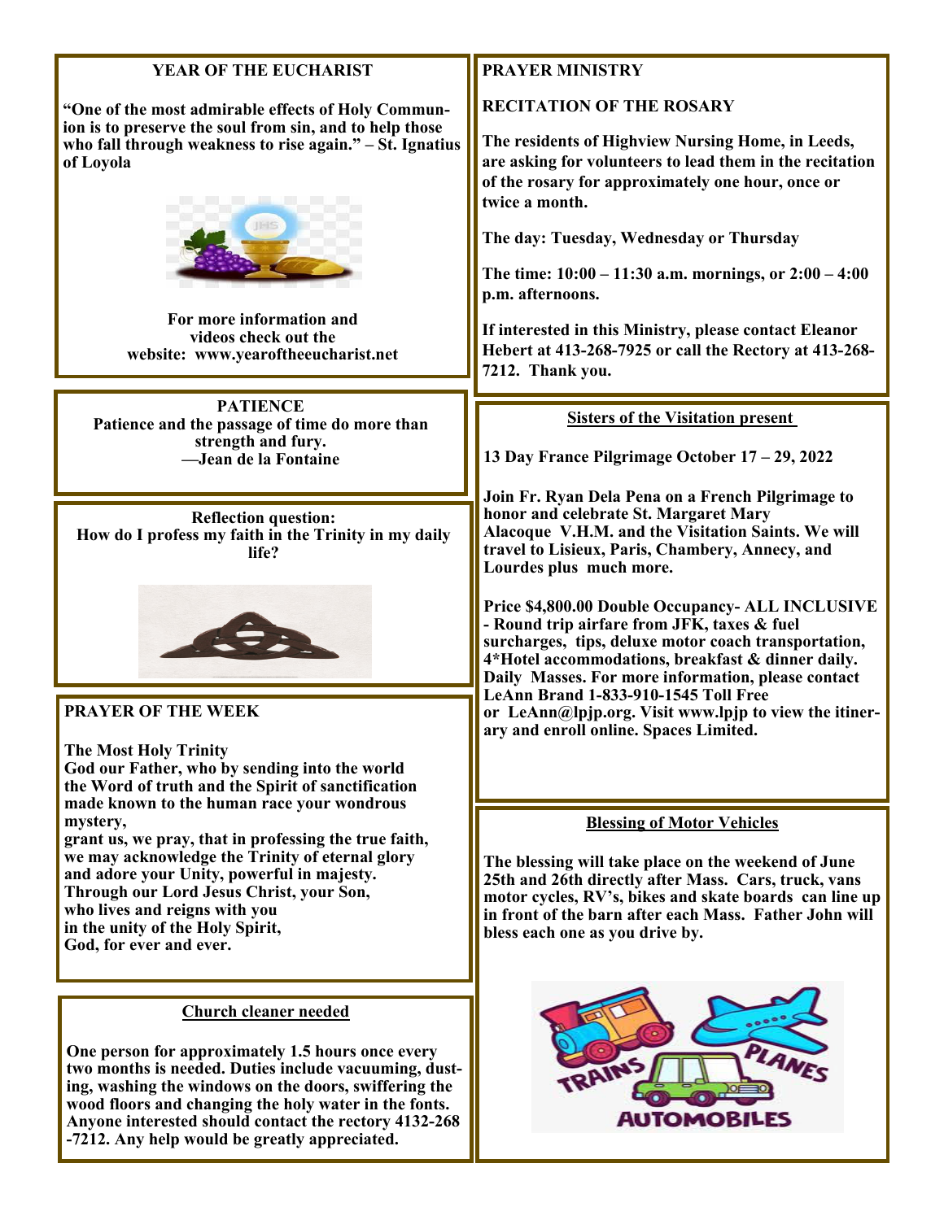## YEAR OF THE EUCHARIST

**"One of the most admirable effects of Holy Communion is to preserve the soul from sin, and to help those who fall through weakness to rise again." – St. Ignatius of Loyola**

**For more information and videos check out the website: www.yearoftheeucharist.net**

## PATIENCE

**Patience and the passage of time do more than strength and fury.**
**—Jean de la Fontaine**

**Reflection question:**
**How do I profess my faith in the Trinity in my daily life?**

## PRAYER OF THE WEEK

**The Most Holy Trinity**
**God our Father, who by sending into the world**
**the Word of truth and the Spirit of sanctification**
**made known to the human race your wondrous mystery,**
**grant us, we pray, that in professing the true faith,**
**we may acknowledge the Trinity of eternal glory**
**and adore your Unity, powerful in majesty.**
**Through our Lord Jesus Christ, your Son,**
**who lives and reigns with you**
**in the unity of the Holy Spirit,**
**God, for ever and ever.**

## Church cleaner needed

**One person for approximately 1.5 hours once every two months is needed. Duties include vacuuming, dusting, washing the windows on the doors, swiffering the wood floors and changing the holy water in the fonts. Anyone interested should contact the rectory 4132-268-7212. Any help would be greatly appreciated.**

## PRAYER MINISTRY

## RECITATION OF THE ROSARY

**The residents of Highview Nursing Home, in Leeds, are asking for volunteers to lead them in the recitation of the rosary for approximately one hour, once or twice a month.**

**The day: Tuesday, Wednesday or Thursday**

**The time: 10:00 – 11:30 a.m. mornings, or 2:00 – 4:00 p.m. afternoons.**

**If interested in this Ministry, please contact Eleanor Hebert at 413-268-7925 or call the Rectory at 413-268-7212. Thank you.**

## Sisters of the Visitation present

**13 Day France Pilgrimage October 17 – 29, 2022**

**Join Fr. Ryan Dela Pena on a French Pilgrimage to honor and celebrate St. Margaret Mary Alacoque V.H.M. and the Visitation Saints. We will travel to Lisieux, Paris, Chambery, Annecy, and Lourdes plus much more.**

**Price $4,800.00 Double Occupancy- ALL INCLUSIVE - Round trip airfare from JFK, taxes & fuel surcharges, tips, deluxe motor coach transportation, 4*Hotel accommodations, breakfast & dinner daily. Daily Masses. For more information, please contact LeAnn Brand 1-833-910-1545 Toll Free or LeAnn@lpjp.org. Visit www.lpjp to view the itinerary and enroll online. Spaces Limited.**

## Blessing of Motor Vehicles

**The blessing will take place on the weekend of June 25th and 26th directly after Mass. Cars, truck, vans motor cycles, RV's, bikes and skate boards can line up in front of the barn after each Mass. Father John will bless each one as you drive by.**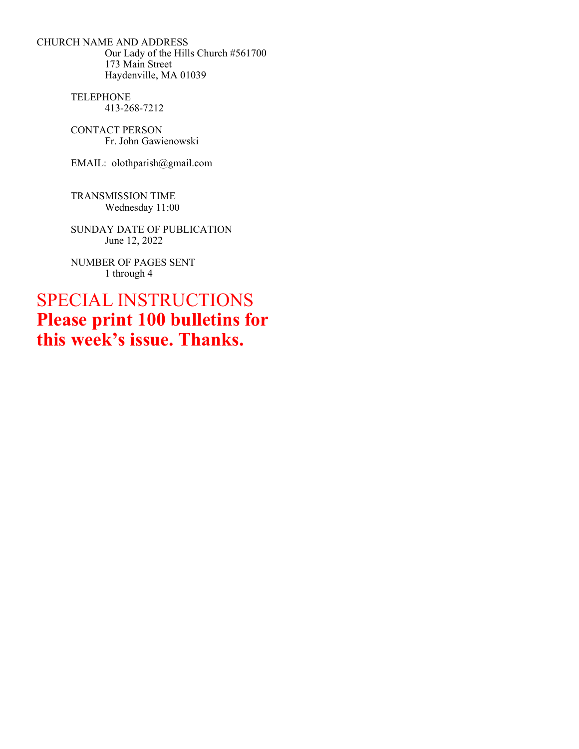CHURCH NAME AND ADDRESS

Our Lady of the Hills Church #561700
173 Main Street
Haydenville, MA 01039

TELEPHONE

413-268-7212

CONTACT PERSON

Fr. John Gawienowski

EMAIL: olothparish@gmail.com

TRANSMISSION TIME

Wednesday 11:00

SUNDAY DATE OF PUBLICATION

June 12, 2022

NUMBER OF PAGES SENT

1 through 4

# SPECIAL INSTRUCTIONS

**Please print 100 bulletins for this week's issue. Thanks.**